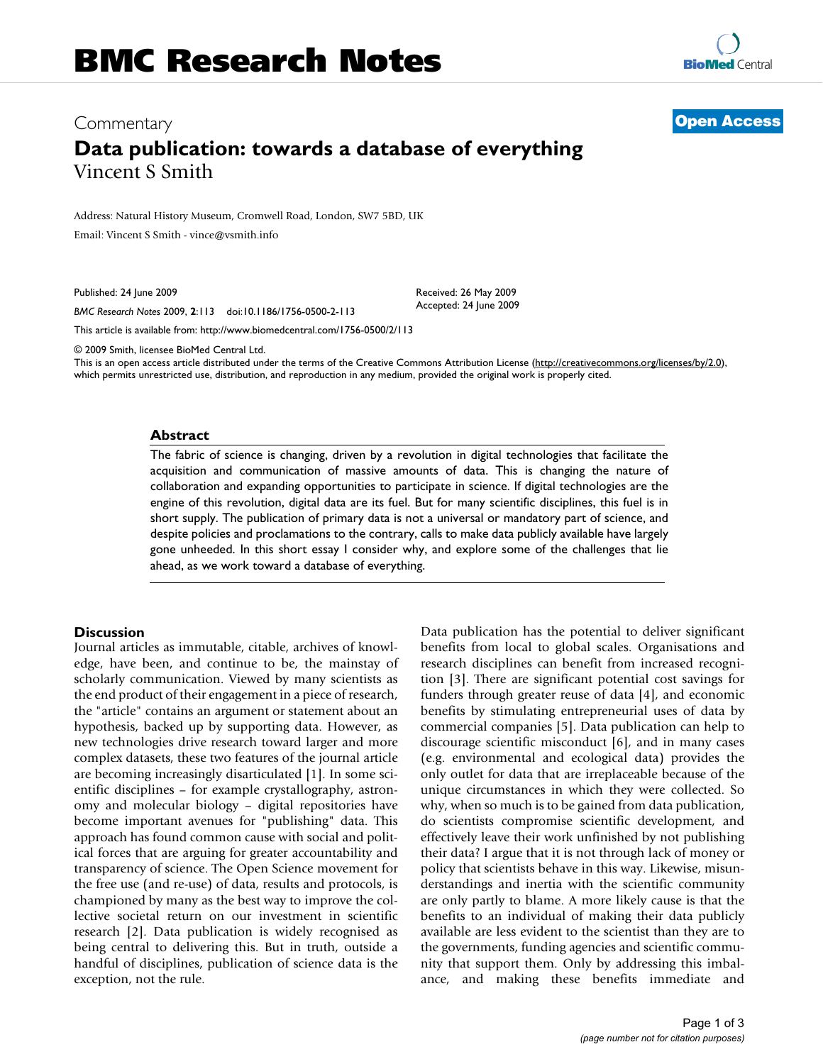BMC Research Notes

Commentary

**Open Access**

# Data publication: towards a database of everything

Vincent S Smith

Address: Natural History Museum, Cromwell Road, London, SW7 5BD, UK

Email: Vincent S Smith - vince@vsmith.info

Published: 24 June 2009

Received: 26 May 2009
Accepted: 24 June 2009

*BMC Research Notes* 2009, **2**:113 doi:10.1186/1756-0500-2-113

This article is available from: http://www.biomedcentral.com/1756-0500/2/113

© 2009 Smith, licensee BioMed Central Ltd.
This is an open access article distributed under the terms of the Creative Commons Attribution License (http://creativecommons.org/licenses/by/2.0), which permits unrestricted use, distribution, and reproduction in any medium, provided the original work is properly cited.

## Abstract

The fabric of science is changing, driven by a revolution in digital technologies that facilitate the acquisition and communication of massive amounts of data. This is changing the nature of collaboration and expanding opportunities to participate in science. If digital technologies are the engine of this revolution, digital data are its fuel. But for many scientific disciplines, this fuel is in short supply. The publication of primary data is not a universal or mandatory part of science, and despite policies and proclamations to the contrary, calls to make data publicly available have largely gone unheeded. In this short essay I consider why, and explore some of the challenges that lie ahead, as we work toward a database of everything.

## Discussion

Journal articles as immutable, citable, archives of knowledge, have been, and continue to be, the mainstay of scholarly communication. Viewed by many scientists as the end product of their engagement in a piece of research, the "article" contains an argument or statement about an hypothesis, backed up by supporting data. However, as new technologies drive research toward larger and more complex datasets, these two features of the journal article are becoming increasingly disarticulated [1]. In some scientific disciplines – for example crystallography, astronomy and molecular biology – digital repositories have become important avenues for "publishing" data. This approach has found common cause with social and political forces that are arguing for greater accountability and transparency of science. The Open Science movement for the free use (and re-use) of data, results and protocols, is championed by many as the best way to improve the collective societal return on our investment in scientific research [2]. Data publication is widely recognised as being central to delivering this. But in truth, outside a handful of disciplines, publication of science data is the exception, not the rule.

Data publication has the potential to deliver significant benefits from local to global scales. Organisations and research disciplines can benefit from increased recognition [3]. There are significant potential cost savings for funders through greater reuse of data [4], and economic benefits by stimulating entrepreneurial uses of data by commercial companies [5]. Data publication can help to discourage scientific misconduct [6], and in many cases (e.g. environmental and ecological data) provides the only outlet for data that are irreplaceable because of the unique circumstances in which they were collected. So why, when so much is to be gained from data publication, do scientists compromise scientific development, and effectively leave their work unfinished by not publishing their data? I argue that it is not through lack of money or policy that scientists behave in this way. Likewise, misunderstandings and inertia with the scientific community are only partly to blame. A more likely cause is that the benefits to an individual of making their data publicly available are less evident to the scientist than they are to the governments, funding agencies and scientific community that support them. Only by addressing this imbalance, and making these benefits immediate and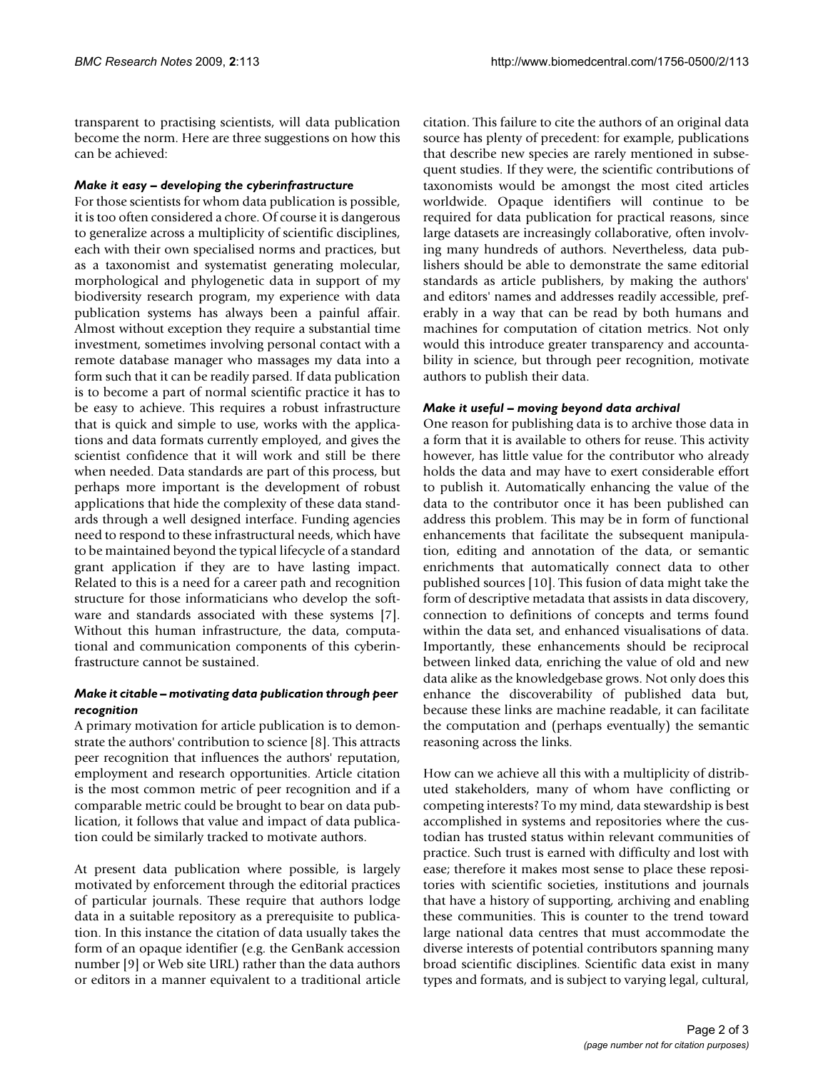transparent to practising scientists, will data publication become the norm. Here are three suggestions on how this can be achieved:

### *Make it easy – developing the cyberinfrastructure*

For those scientists for whom data publication is possible, it is too often considered a chore. Of course it is dangerous to generalize across a multiplicity of scientific disciplines, each with their own specialised norms and practices, but as a taxonomist and systematist generating molecular, morphological and phylogenetic data in support of my biodiversity research program, my experience with data publication systems has always been a painful affair. Almost without exception they require a substantial time investment, sometimes involving personal contact with a remote database manager who massages my data into a form such that it can be readily parsed. If data publication is to become a part of normal scientific practice it has to be easy to achieve. This requires a robust infrastructure that is quick and simple to use, works with the applications and data formats currently employed, and gives the scientist confidence that it will work and still be there when needed. Data standards are part of this process, but perhaps more important is the development of robust applications that hide the complexity of these data standards through a well designed interface. Funding agencies need to respond to these infrastructural needs, which have to be maintained beyond the typical lifecycle of a standard grant application if they are to have lasting impact. Related to this is a need for a career path and recognition structure for those informaticians who develop the software and standards associated with these systems [7]. Without this human infrastructure, the data, computational and communication components of this cyberinfrastructure cannot be sustained.

### *Make it citable – motivating data publication through peer recognition*

A primary motivation for article publication is to demonstrate the authors' contribution to science [8]. This attracts peer recognition that influences the authors' reputation, employment and research opportunities. Article citation is the most common metric of peer recognition and if a comparable metric could be brought to bear on data publication, it follows that value and impact of data publication could be similarly tracked to motivate authors.

At present data publication where possible, is largely motivated by enforcement through the editorial practices of particular journals. These require that authors lodge data in a suitable repository as a prerequisite to publication. In this instance the citation of data usually takes the form of an opaque identifier (e.g. the GenBank accession number [9] or Web site URL) rather than the data authors or editors in a manner equivalent to a traditional article citation. This failure to cite the authors of an original data source has plenty of precedent: for example, publications that describe new species are rarely mentioned in subsequent studies. If they were, the scientific contributions of taxonomists would be amongst the most cited articles worldwide. Opaque identifiers will continue to be required for data publication for practical reasons, since large datasets are increasingly collaborative, often involving many hundreds of authors. Nevertheless, data publishers should be able to demonstrate the same editorial standards as article publishers, by making the authors' and editors' names and addresses readily accessible, preferably in a way that can be read by both humans and machines for computation of citation metrics. Not only would this introduce greater transparency and accountability in science, but through peer recognition, motivate authors to publish their data.

### *Make it useful – moving beyond data archival*

One reason for publishing data is to archive those data in a form that it is available to others for reuse. This activity however, has little value for the contributor who already holds the data and may have to exert considerable effort to publish it. Automatically enhancing the value of the data to the contributor once it has been published can address this problem. This may be in form of functional enhancements that facilitate the subsequent manipulation, editing and annotation of the data, or semantic enrichments that automatically connect data to other published sources [10]. This fusion of data might take the form of descriptive metadata that assists in data discovery, connection to definitions of concepts and terms found within the data set, and enhanced visualisations of data. Importantly, these enhancements should be reciprocal between linked data, enriching the value of old and new data alike as the knowledgebase grows. Not only does this enhance the discoverability of published data but, because these links are machine readable, it can facilitate the computation and (perhaps eventually) the semantic reasoning across the links.

How can we achieve all this with a multiplicity of distributed stakeholders, many of whom have conflicting or competing interests? To my mind, data stewardship is best accomplished in systems and repositories where the custodian has trusted status within relevant communities of practice. Such trust is earned with difficulty and lost with ease; therefore it makes most sense to place these repositories with scientific societies, institutions and journals that have a history of supporting, archiving and enabling these communities. This is counter to the trend toward large national data centres that must accommodate the diverse interests of potential contributors spanning many broad scientific disciplines. Scientific data exist in many types and formats, and is subject to varying legal, cultural,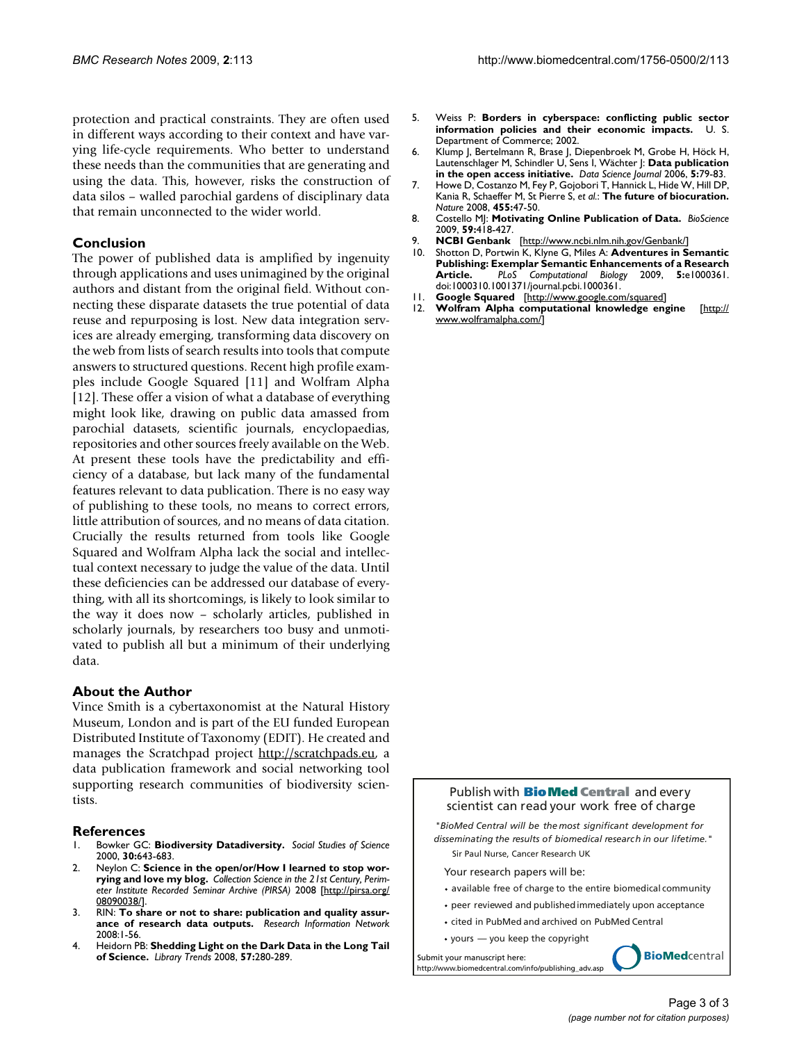protection and practical constraints. They are often used in different ways according to their context and have varying life-cycle requirements. Who better to understand these needs than the communities that are generating and using the data. This, however, risks the construction of data silos – walled parochial gardens of disciplinary data that remain unconnected to the wider world.

## Conclusion

The power of published data is amplified by ingenuity through applications and uses unimagined by the original authors and distant from the original field. Without connecting these disparate datasets the true potential of data reuse and repurposing is lost. New data integration services are already emerging, transforming data discovery on the web from lists of search results into tools that compute answers to structured questions. Recent high profile examples include Google Squared [11] and Wolfram Alpha [12]. These offer a vision of what a database of everything might look like, drawing on public data amassed from parochial datasets, scientific journals, encyclopaedias, repositories and other sources freely available on the Web. At present these tools have the predictability and efficiency of a database, but lack many of the fundamental features relevant to data publication. There is no easy way of publishing to these tools, no means to correct errors, little attribution of sources, and no means of data citation. Crucially the results returned from tools like Google Squared and Wolfram Alpha lack the social and intellectual context necessary to judge the value of the data. Until these deficiencies can be addressed our database of everything, with all its shortcomings, is likely to look similar to the way it does now – scholarly articles, published in scholarly journals, by researchers too busy and unmotivated to publish all but a minimum of their underlying data.

## About the Author

Vince Smith is a cybertaxonomist at the Natural History Museum, London and is part of the EU funded European Distributed Institute of Taxonomy (EDIT). He created and manages the Scratchpad project http://scratchpads.eu, a data publication framework and social networking tool supporting research communities of biodiversity scientists.

## References

1. Bowker GC: **Biodiversity Datadiversity.** *Social Studies of Science* 2000, **30:**643-683.
2. Neylon C: **Science in the open/or/How I learned to stop worrying and love my blog.** *Collection Science in the 21st Century, Perimeter Institute Recorded Seminar Archive (PIRSA)* 2008 [http://pirsa.org/08090038/].
3. RIN: **To share or not to share: publication and quality assurance of research data outputs.** *Research Information Network* 2008:1-56.
4. Heidorn PB: **Shedding Light on the Dark Data in the Long Tail of Science.** *Library Trends* 2008, **57:**280-289.
5. Weiss P: **Borders in cyberspace: conflicting public sector information policies and their economic impacts.** U. S. Department of Commerce; 2002.
6. Klump J, Bertelmann R, Brase J, Diepenbroek M, Grobe H, Höck H, Lautenschlager M, Schindler U, Sens I, Wächter J: **Data publication in the open access initiative.** *Data Science Journal* 2006, **5:**79-83.
7. Howe D, Costanzo M, Fey P, Gojobori T, Hannick L, Hide W, Hill DP, Kania R, Schaeffer M, St Pierre S, *et al.*: **The future of biocuration.** *Nature* 2008, **455:**47-50.
8. Costello MJ: **Motivating Online Publication of Data.** *BioScience* 2009, **59:**418-427.
9. **NCBI Genbank** [http://www.ncbi.nlm.nih.gov/Genbank/]
10. Shotton D, Portwin K, Klyne G, Miles A: **Adventures in Semantic Publishing: Exemplar Semantic Enhancements of a Research Article.** *PLoS Computational Biology* 2009, **5:**e1000361. doi:1000310.1001371/journal.pcbi.1000361.
11. **Google Squared** [http://www.google.com/squared]
12. **Wolfram Alpha computational knowledge engine** [http://www.wolframalpha.com/]

Publish with **BioMed Central** and every scientist can read your work free of charge

*"BioMed Central will be the most significant development for disseminating the results of biomedical research in our lifetime."*
Sir Paul Nurse, Cancer Research UK

Your research papers will be:

- available free of charge to the entire biomedical community
- peer reviewed and published immediately upon acceptance
- cited in PubMed and archived on PubMed Central
- yours — you keep the copyright

Submit your manuscript here:
http://www.biomedcentral.com/info/publishing_adv.asp

BioMedcentral